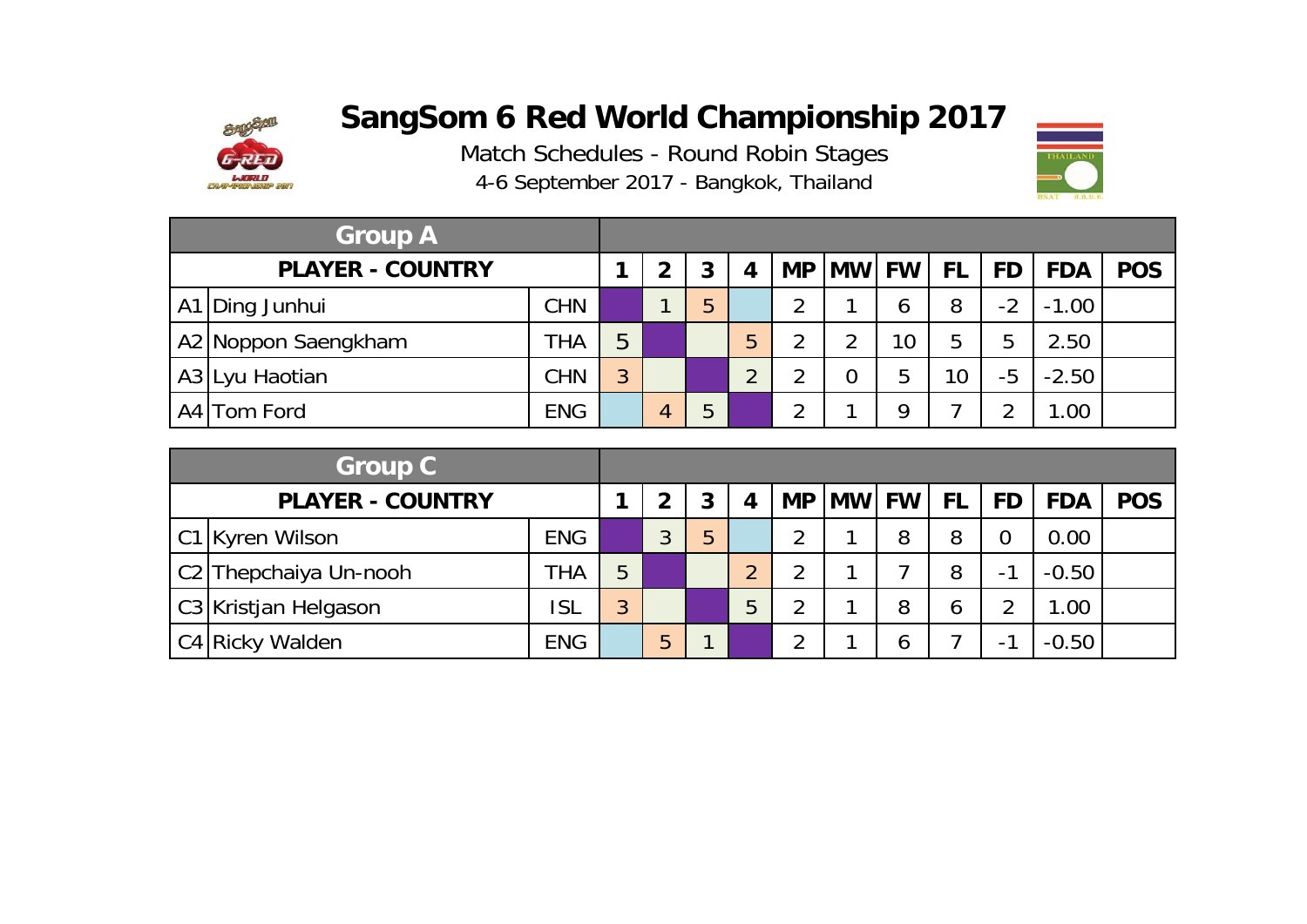# SangSom 6 Red World Championship 2017

Match Schedules - Round Robin Stages

4-6 September 2017 - Bangkok, Thailand

| Group A | | | | | | | | | | | | | |
|---|---|---|---|---|---|---|---|---|---|---|---|---|---|
| PLAYER - COUNTRY | | | 1 | 2 | 3 | 4 | MP | MW | FW | FL | FD | FDA | POS |
| A1 | Ding Junhui | CHN | | 1 | 5 | | 2 | 1 | 6 | 8 | -2 | -1.00 | |
| A2 | Noppon Saengkham | THA | 5 | | | 5 | 2 | 2 | 10 | 5 | 5 | 2.50 | |
| A3 | Lyu Haotian | CHN | 3 | | | 2 | 2 | 0 | 5 | 10 | -5 | -2.50 | |
| A4 | Tom Ford | ENG | | 4 | 5 | | 2 | 1 | 9 | 7 | 2 | 1.00 | |

| Group C | | | | | | | | | | | | | |
|---|---|---|---|---|---|---|---|---|---|---|---|---|---|
| PLAYER - COUNTRY | | | 1 | 2 | 3 | 4 | MP | MW | FW | FL | FD | FDA | POS |
| C1 | Kyren Wilson | ENG | | 3 | 5 | | 2 | 1 | 8 | 8 | 0 | 0.00 | |
| C2 | Thepchaiya Un-nooh | THA | 5 | | | 2 | 2 | 1 | 7 | 8 | -1 | -0.50 | |
| C3 | Kristjan Helgason | ISL | 3 | | | 5 | 2 | 1 | 8 | 6 | 2 | 1.00 | |
| C4 | Ricky Walden | ENG | | 5 | 1 | | 2 | 1 | 6 | 7 | -1 | -0.50 | |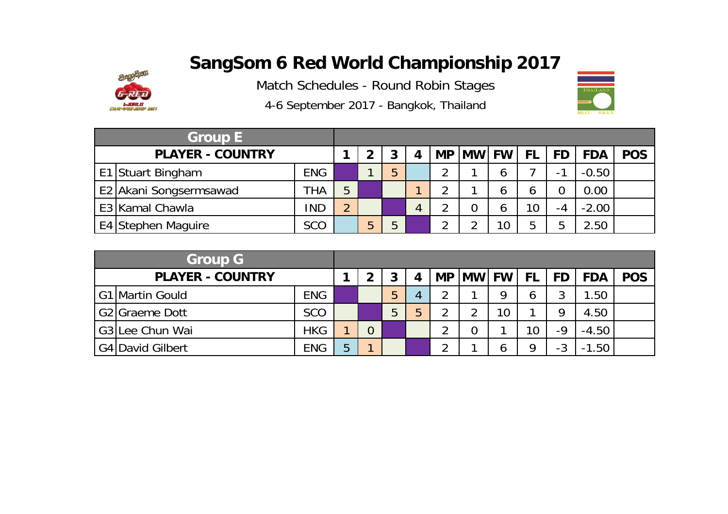# SangSom 6 Red World Championship 2017

Match Schedules - Round Robin Stages

4-6 September 2017 - Bangkok, Thailand

| Group E | | | | | | | | | | | | | | |
|---|---|---|---|---|---|---|---|---|---|---|---|---|---|---|
| PLAYER - COUNTRY | | | 1 | 2 | 3 | 4 | MP | MW | FW | FL | FD | FDA | POS |
| E1 | Stuart Bingham | ENG | | 1 | 5 | | 2 | 1 | 6 | 7 | -1 | -0.50 | |
| E2 | Akani Songsermsawad | THA | 5 | | | 1 | 2 | 1 | 6 | 6 | 0 | 0.00 | |
| E3 | Kamal Chawla | IND | 2 | | | 4 | 2 | 0 | 6 | 10 | -4 | -2.00 | |
| E4 | Stephen Maguire | SCO | | 5 | 5 | | 2 | 2 | 10 | 5 | 5 | 2.50 | |

| Group G | | | | | | | | | | | | | | |
|---|---|---|---|---|---|---|---|---|---|---|---|---|---|---|
| PLAYER - COUNTRY | | | 1 | 2 | 3 | 4 | MP | MW | FW | FL | FD | FDA | POS |
| G1 | Martin Gould | ENG | | | 5 | 4 | 2 | 1 | 9 | 6 | 3 | 1.50 | |
| G2 | Graeme Dott | SCO | | | 5 | 5 | 2 | 2 | 10 | 1 | 9 | 4.50 | |
| G3 | Lee Chun Wai | HKG | 1 | 0 | | | 2 | 0 | 1 | 10 | -9 | -4.50 | |
| G4 | David Gilbert | ENG | 5 | 1 | | | 2 | 1 | 6 | 9 | -3 | -1.50 | |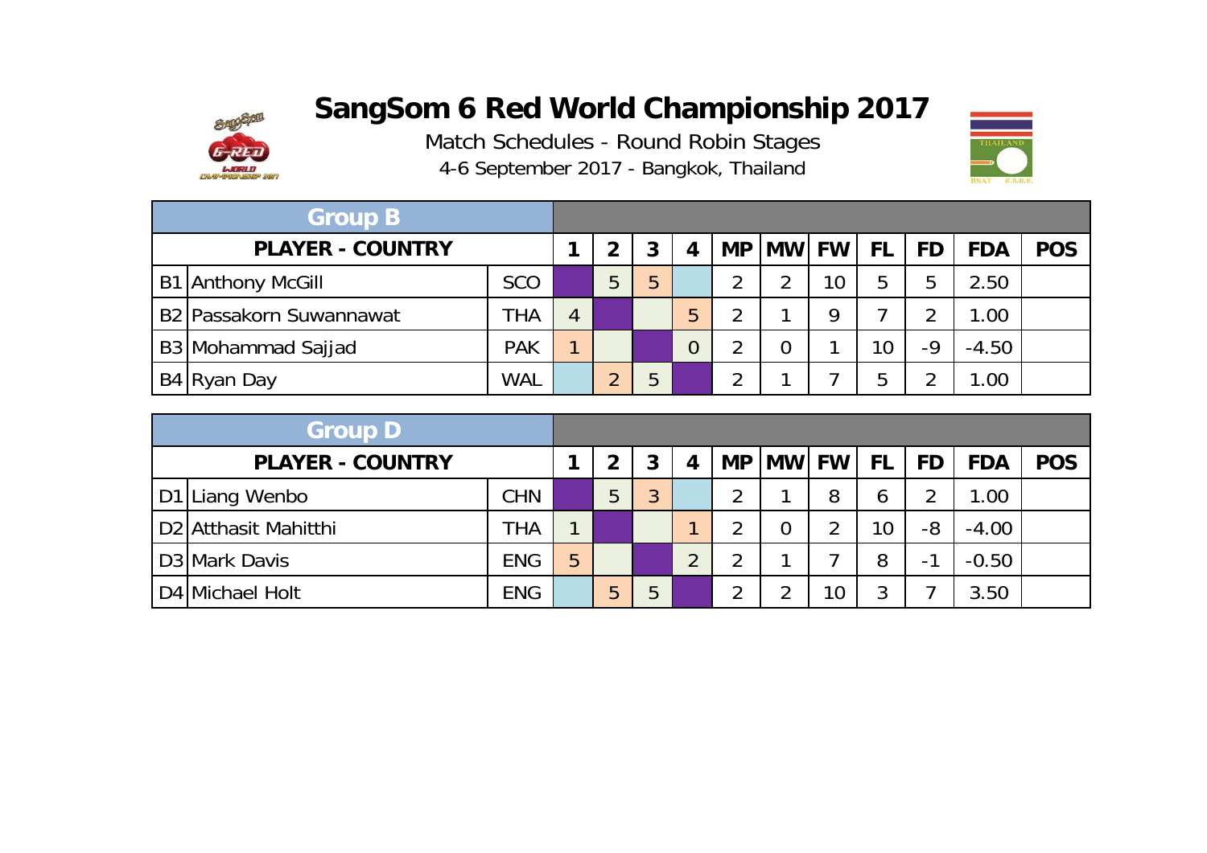# SangSom 6 Red World Championship 2017

Match Schedules - Round Robin Stages

4-6 September 2017 - Bangkok, Thailand

| Group B | | | | | | | | | | | | | |
|---|---|---|---|---|---|---|---|---|---|---|---|---|---|
| **PLAYER - COUNTRY** | | | **1** | **2** | **3** | **4** | **MP** | **MW** | **FW** | **FL** | **FD** | **FDA** | **POS** |
| B1 | Anthony McGill | SCO | | 5 | 5 | | 2 | 2 | 10 | 5 | 5 | 2.50 | |
| B2 | Passakorn Suwannawat | THA | 4 | | | 5 | 2 | 1 | 9 | 7 | 2 | 1.00 | |
| B3 | Mohammad Sajjad | PAK | 1 | | | 0 | 2 | 0 | 1 | 10 | -9 | -4.50 | |
| B4 | Ryan Day | WAL | | 2 | 5 | | 2 | 1 | 7 | 5 | 2 | 1.00 | |

| Group D | | | | | | | | | | | | | |
|---|---|---|---|---|---|---|---|---|---|---|---|---|---|
| **PLAYER - COUNTRY** | | | **1** | **2** | **3** | **4** | **MP** | **MW** | **FW** | **FL** | **FD** | **FDA** | **POS** |
| D1 | Liang Wenbo | CHN | | 5 | 3 | | 2 | 1 | 8 | 6 | 2 | 1.00 | |
| D2 | Atthasit Mahitthi | THA | 1 | | | 1 | 2 | 0 | 2 | 10 | -8 | -4.00 | |
| D3 | Mark Davis | ENG | 5 | | | 2 | 2 | 1 | 7 | 8 | -1 | -0.50 | |
| D4 | Michael Holt | ENG | | 5 | 5 | | 2 | 2 | 10 | 3 | 7 | 3.50 | |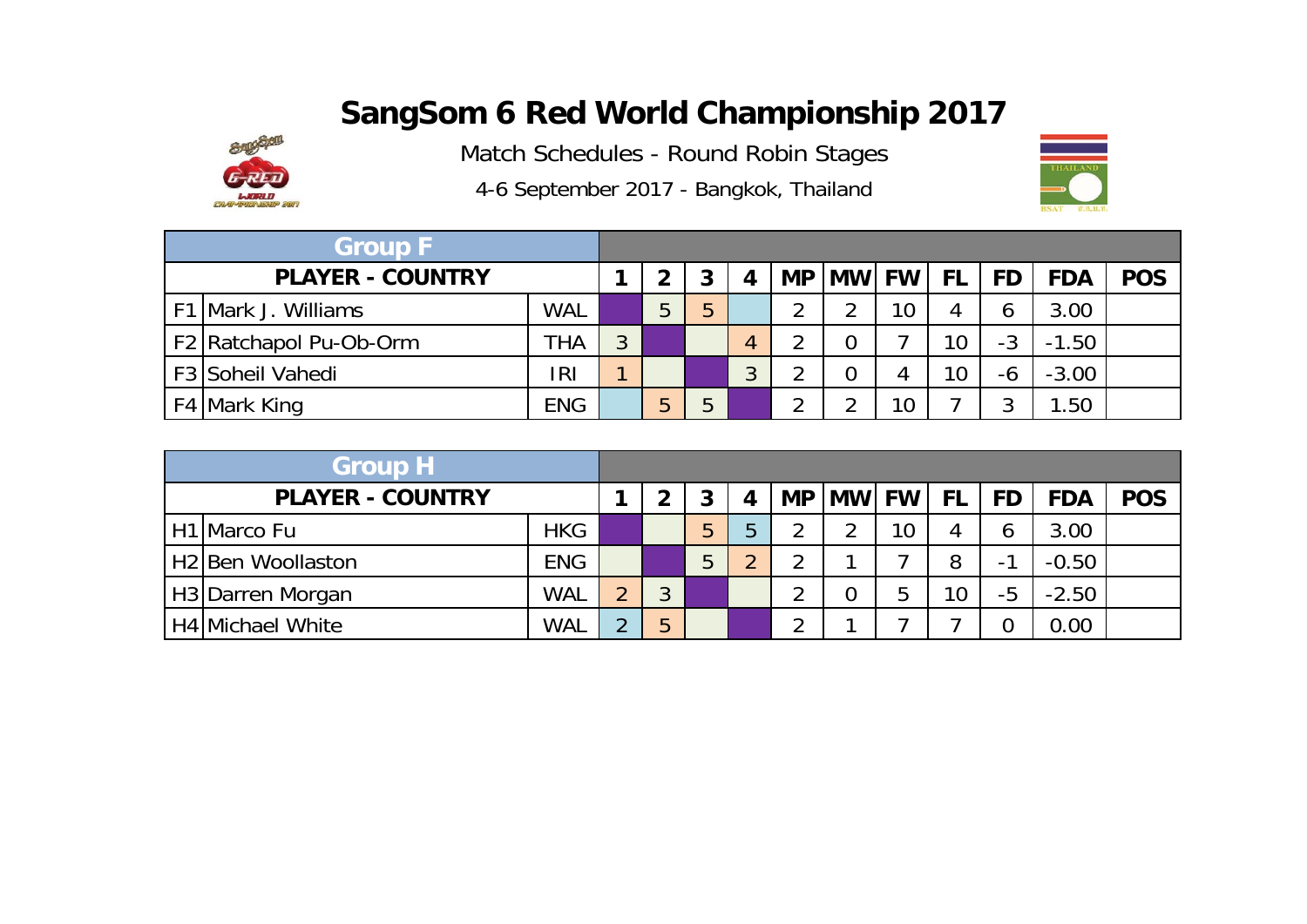# SangSom 6 Red World Championship 2017

Match Schedules - Round Robin Stages

4-6 September 2017 - Bangkok, Thailand

| Group F | | | | | | | | | | | | | | |
|---|---|---|---|---|---|---|---|---|---|---|---|---|---|---|
| PLAYER - COUNTRY | | | 1 | 2 | 3 | 4 | MP | MW | FW | FL | FD | FDA | POS |
| F1 | Mark J. Williams | WAL | | 5 | 5 | | 2 | 2 | 10 | 4 | 6 | 3.00 | |
| F2 | Ratchapol Pu-Ob-Orm | THA | 3 | | | 4 | 2 | 0 | 7 | 10 | -3 | -1.50 | |
| F3 | Soheil Vahedi | IRI | 1 | | | 3 | 2 | 0 | 4 | 10 | -6 | -3.00 | |
| F4 | Mark King | ENG | | 5 | 5 | | 2 | 2 | 10 | 7 | 3 | 1.50 | |

| Group H | | | | | | | | | | | | | | |
|---|---|---|---|---|---|---|---|---|---|---|---|---|---|---|
| PLAYER - COUNTRY | | | 1 | 2 | 3 | 4 | MP | MW | FW | FL | FD | FDA | POS |
| H1 | Marco Fu | HKG | | | 5 | 5 | 2 | 2 | 10 | 4 | 6 | 3.00 | |
| H2 | Ben Woollaston | ENG | | | 5 | 2 | 2 | 1 | 7 | 8 | -1 | -0.50 | |
| H3 | Darren Morgan | WAL | 2 | 3 | | | 2 | 0 | 5 | 10 | -5 | -2.50 | |
| H4 | Michael White | WAL | 2 | 5 | | | 2 | 1 | 7 | 7 | 0 | 0.00 | |